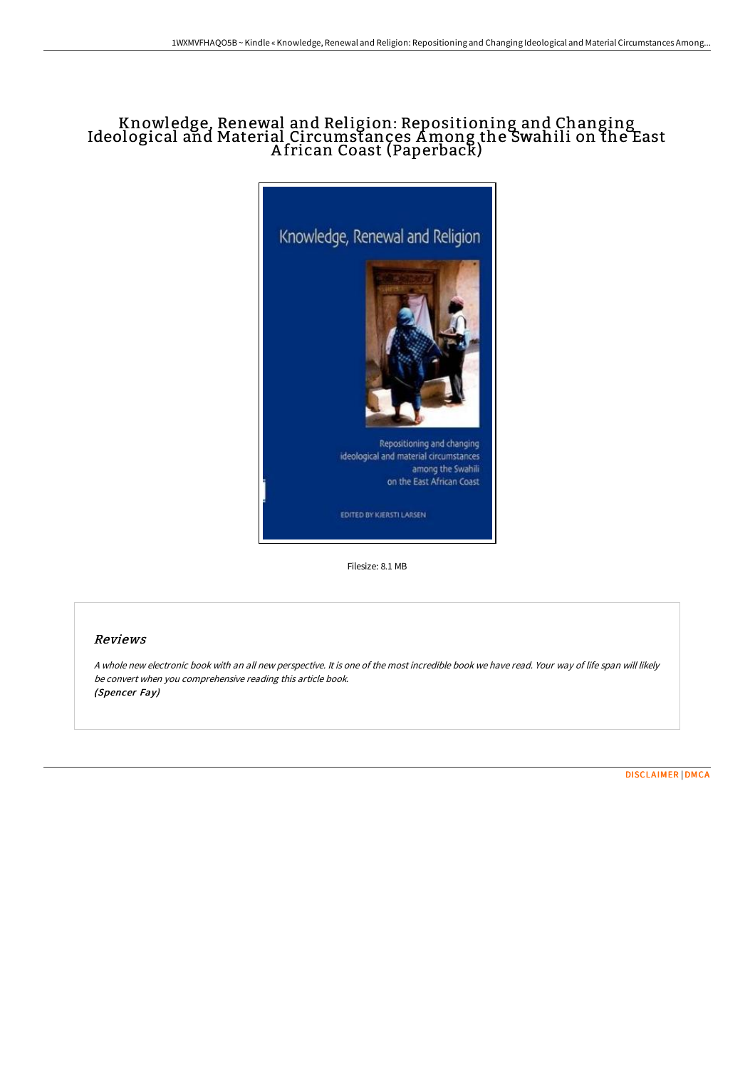# Knowledge, Renewal and Religion: Repositioning and Changing Ideological and Material Circumstances Among the Swahili on the East African Coast (Paperback)

Filesize: 8.1 MB

## Reviews

*A whole new electronic book with an all new perspective. It is one of the most incredible book we have read. Your way of life span will likely be convert when you comprehensive reading this article book.*
*(Spencer Fay)*

DISCLAIMER | DMCA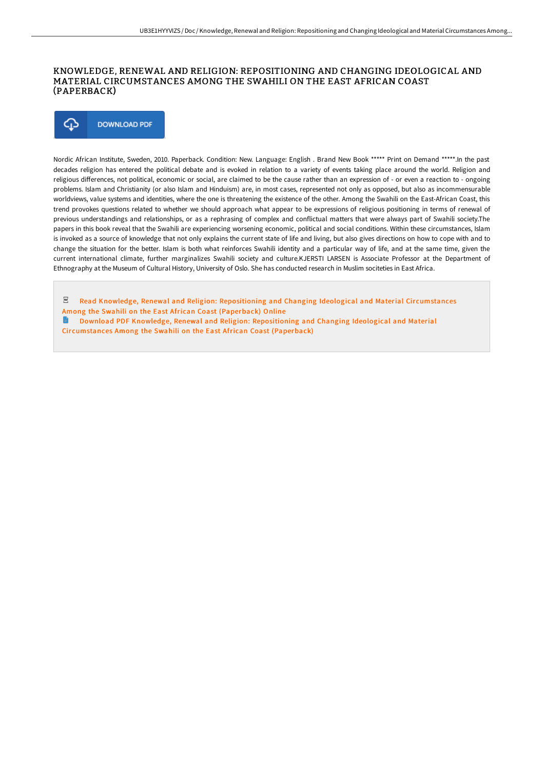# KNOWLEDGE, RENEWAL AND RELIGION: REPOSITIONING AND CHANGING IDEOLOGICAL AND MATERIAL CIRCUMSTANCES AMONG THE SWAHILI ON THE EAST AFRICAN COAST (PAPERBACK)

DOWNLOAD PDF

Nordic African Institute, Sweden, 2010. Paperback. Condition: New. Language: English . Brand New Book ***** Print on Demand *****.In the past decades religion has entered the political debate and is evoked in relation to a variety of events taking place around the world. Religion and religious differences, not political, economic or social, are claimed to be the cause rather than an expression of - or even a reaction to - ongoing problems. Islam and Christianity (or also Islam and Hinduism) are, in most cases, represented not only as opposed, but also as incommensurable worldviews, value systems and identities, where the one is threatening the existence of the other. Among the Swahili on the East-African Coast, this trend provokes questions related to whether we should approach what appear to be expressions of religious positioning in terms of renewal of previous understandings and relationships, or as a rephrasing of complex and conflictual matters that were always part of Swahili society.The papers in this book reveal that the Swahili are experiencing worsening economic, political and social conditions. Within these circumstances, Islam is invoked as a source of knowledge that not only explains the current state of life and living, but also gives directions on how to cope with and to change the situation for the better. Islam is both what reinforces Swahili identity and a particular way of life, and at the same time, given the current international climate, further marginalizes Swahili society and culture.KJERSTI LARSEN is Associate Professor at the Department of Ethnography at the Museum of Cultural History, University of Oslo. She has conducted research in Muslim societies in East Africa.

Read Knowledge, Renewal and Religion: Repositioning and Changing Ideological and Material Circumstances Among the Swahili on the East African Coast (Paperback) Online

Download PDF Knowledge, Renewal and Religion: Repositioning and Changing Ideological and Material Circumstances Among the Swahili on the East African Coast (Paperback)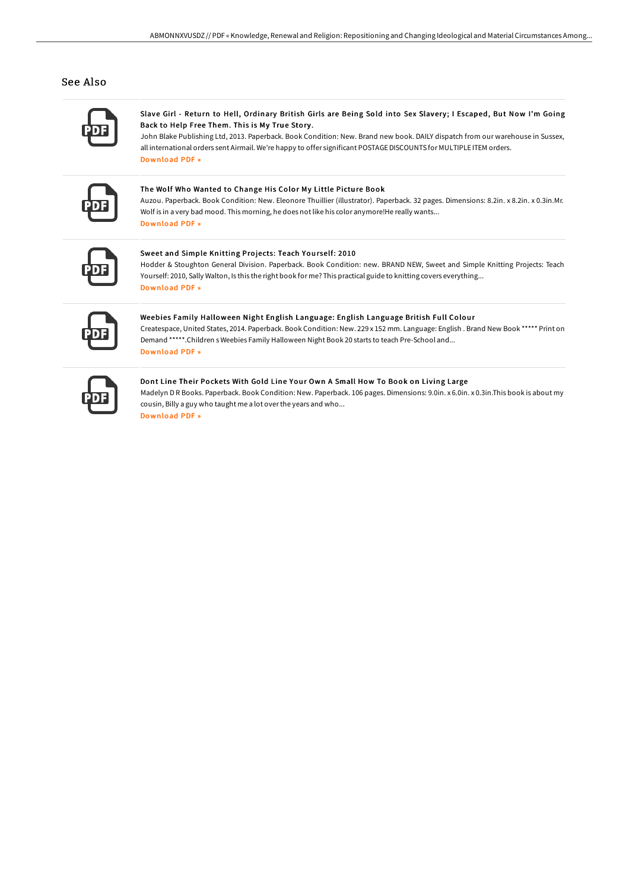## See Also

**Slave Girl - Return to Hell, Ordinary British Girls are Being Sold into Sex Slavery; I Escaped, But Now I'm Going Back to Help Free Them. This is My True Story.**

John Blake Publishing Ltd, 2013. Paperback. Book Condition: New. Brand new book. DAILY dispatch from our warehouse in Sussex, all international orders sent Airmail. We're happy to offer significant POSTAGE DISCOUNTS for MULTIPLE ITEM orders.

Download PDF »

**The Wolf Who Wanted to Change His Color My Little Picture Book**

Auzou. Paperback. Book Condition: New. Eleonore Thuillier (illustrator). Paperback. 32 pages. Dimensions: 8.2in. x 8.2in. x 0.3in.Mr. Wolf is in a very bad mood. This morning, he does not like his color anymore!He really wants...

Download PDF »

**Sweet and Simple Knitting Projects: Teach Yourself: 2010**

Hodder & Stoughton General Division. Paperback. Book Condition: new. BRAND NEW, Sweet and Simple Knitting Projects: Teach Yourself: 2010, Sally Walton, Is this the right book for me? This practical guide to knitting covers everything...

Download PDF »

**Weebies Family Halloween Night English Language: English Language British Full Colour**

Createspace, United States, 2014. Paperback. Book Condition: New. 229 x 152 mm. Language: English . Brand New Book ***** Print on Demand *****.Children s Weebies Family Halloween Night Book 20 starts to teach Pre-School and...

Download PDF »

**Dont Line Their Pockets With Gold Line Your Own A Small How To Book on Living Large**

Madelyn D R Books. Paperback. Book Condition: New. Paperback. 106 pages. Dimensions: 9.0in. x 6.0in. x 0.3in.This book is about my cousin, Billy a guy who taught me a lot over the years and who...

Download PDF »